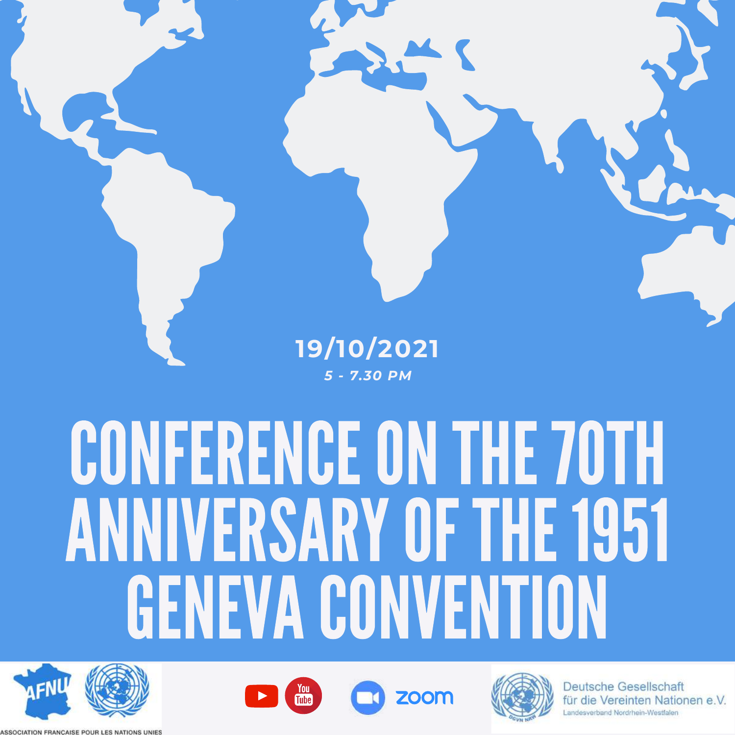**19/10/2021**

***5 - 7.30 PM***

# CONFERENCE ON THE 70TH ANNIVERSARY OF THE 1951 GENEVA CONVENTION

AFNU

ASSOCIATION FRANCAISE POUR LES NATIONS UNIES

YouTube

zoom

Deutsche Gesellschaft für die Vereinten Nationen e.V.

Landesverband Nordrhein-Westfalen

DGVN NRW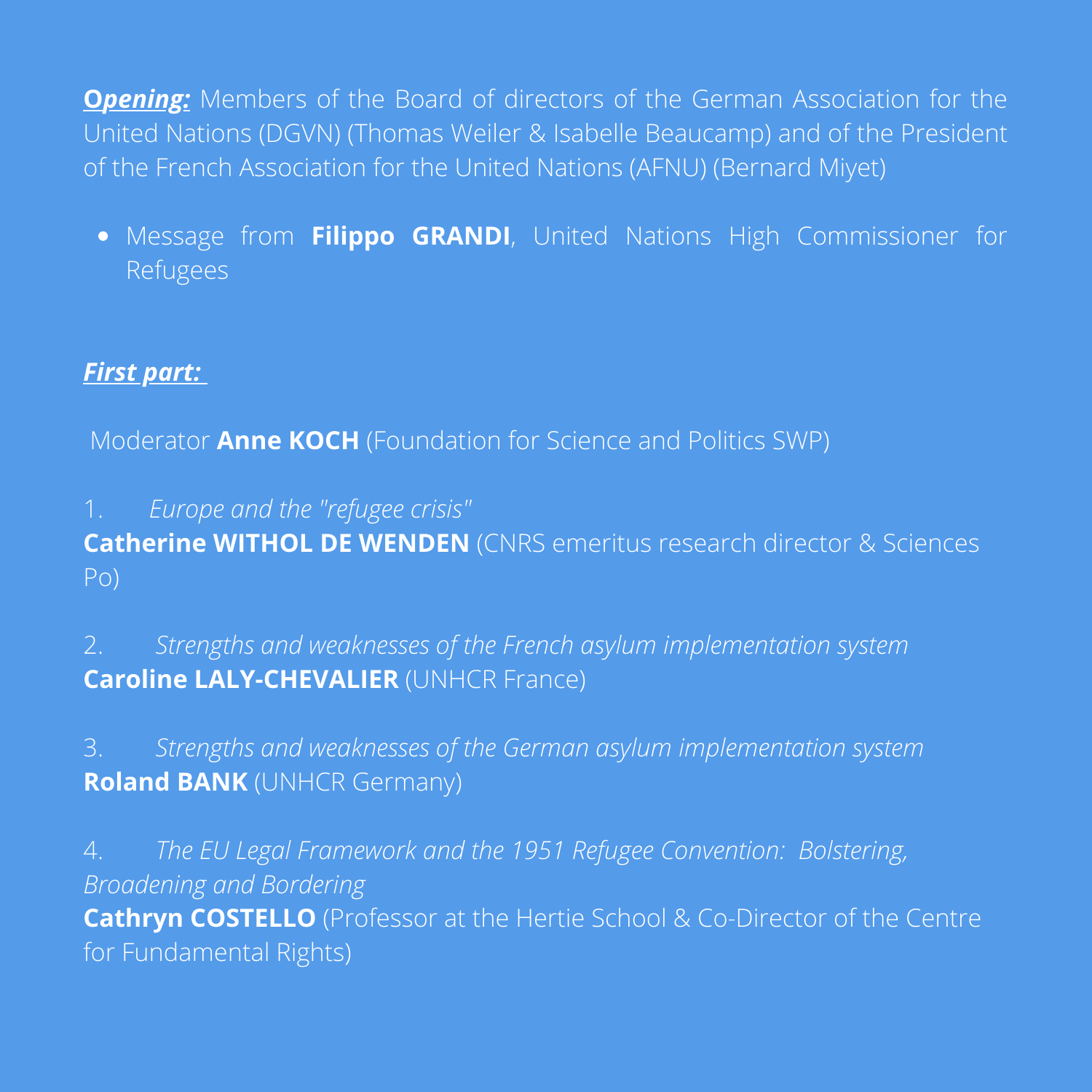***Opening:*** Members of the Board of directors of the German Association for the United Nations (DGVN) (Thomas Weiler & Isabelle Beaucamp) and of the President of the French Association for the United Nations (AFNU) (Bernard Miyet)

- Message from **Filippo GRANDI**, United Nations High Commissioner for Refugees

***First part:***

Moderator **Anne KOCH** (Foundation for Science and Politics SWP)

1. *Europe and the "refugee crisis"*
**Catherine WITHOL DE WENDEN** (CNRS emeritus research director & Sciences Po)

2. *Strengths and weaknesses of the French asylum implementation system*
**Caroline LALY-CHEVALIER** (UNHCR France)

3. *Strengths and weaknesses of the German asylum implementation system*
**Roland BANK** (UNHCR Germany)

4. *The EU Legal Framework and the 1951 Refugee Convention: Bolstering, Broadening and Bordering*
**Cathryn COSTELLO** (Professor at the Hertie School & Co-Director of the Centre for Fundamental Rights)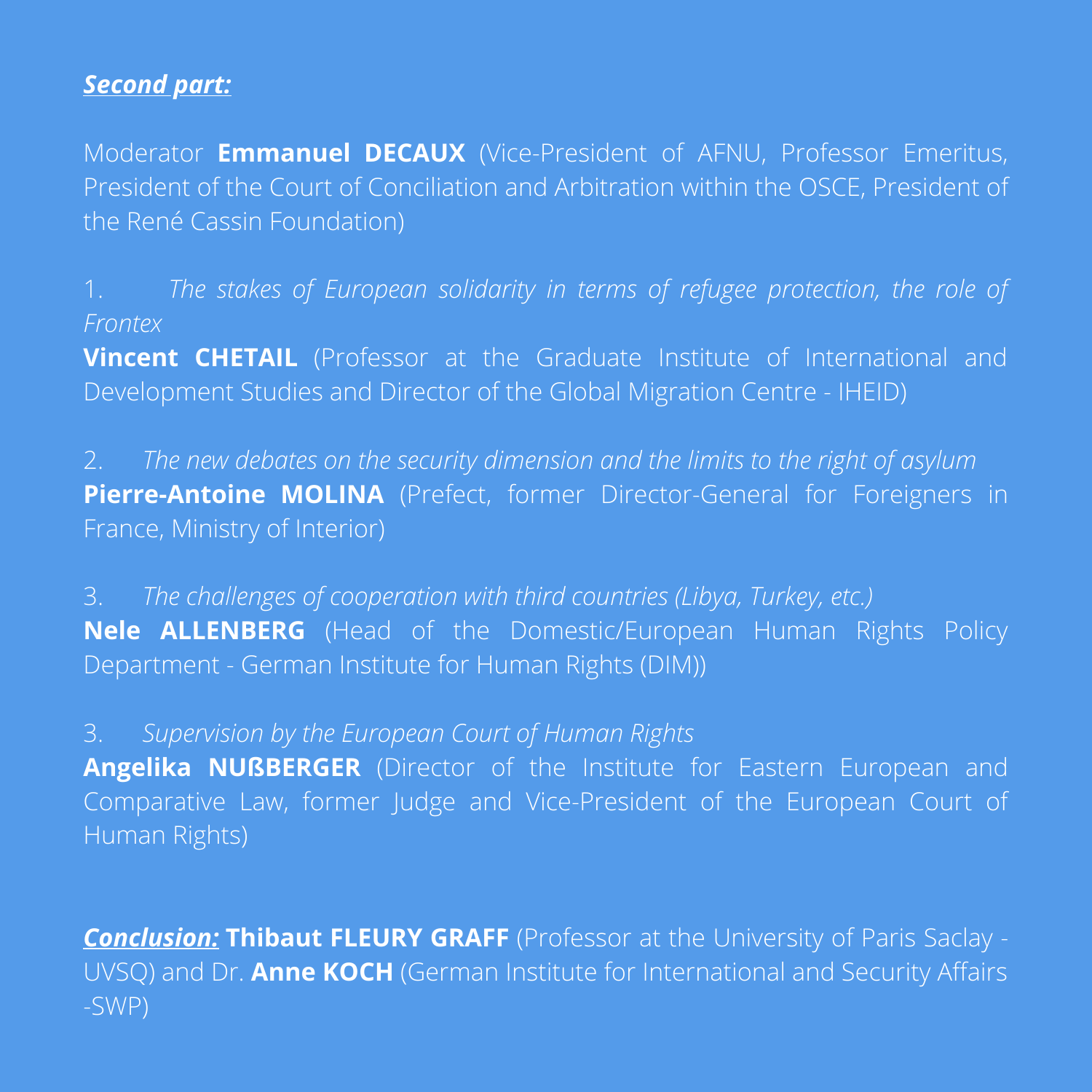***<u>Second part:</u>***

Moderator **Emmanuel DECAUX** (Vice-President of AFNU, Professor Emeritus, President of the Court of Conciliation and Arbitration within the OSCE, President of the René Cassin Foundation)

1. *The stakes of European solidarity in terms of refugee protection, the role of Frontex*

**Vincent CHETAIL** (Professor at the Graduate Institute of International and Development Studies and Director of the Global Migration Centre - IHEID)

2. *The new debates on the security dimension and the limits to the right of asylum*

**Pierre-Antoine MOLINA** (Prefect, former Director-General for Foreigners in France, Ministry of Interior)

3. *The challenges of cooperation with third countries (Libya, Turkey, etc.)*

**Nele ALLENBERG** (Head of the Domestic/European Human Rights Policy Department - German Institute for Human Rights (DIM))

3. *Supervision by the European Court of Human Rights*

**Angelika NUßBERGER** (Director of the Institute for Eastern European and Comparative Law, former Judge and Vice-President of the European Court of Human Rights)

***<u>Conclusion:</u>*** **Thibaut FLEURY GRAFF** (Professor at the University of Paris Saclay - UVSQ) and Dr. **Anne KOCH** (German Institute for International and Security Affairs -SWP)